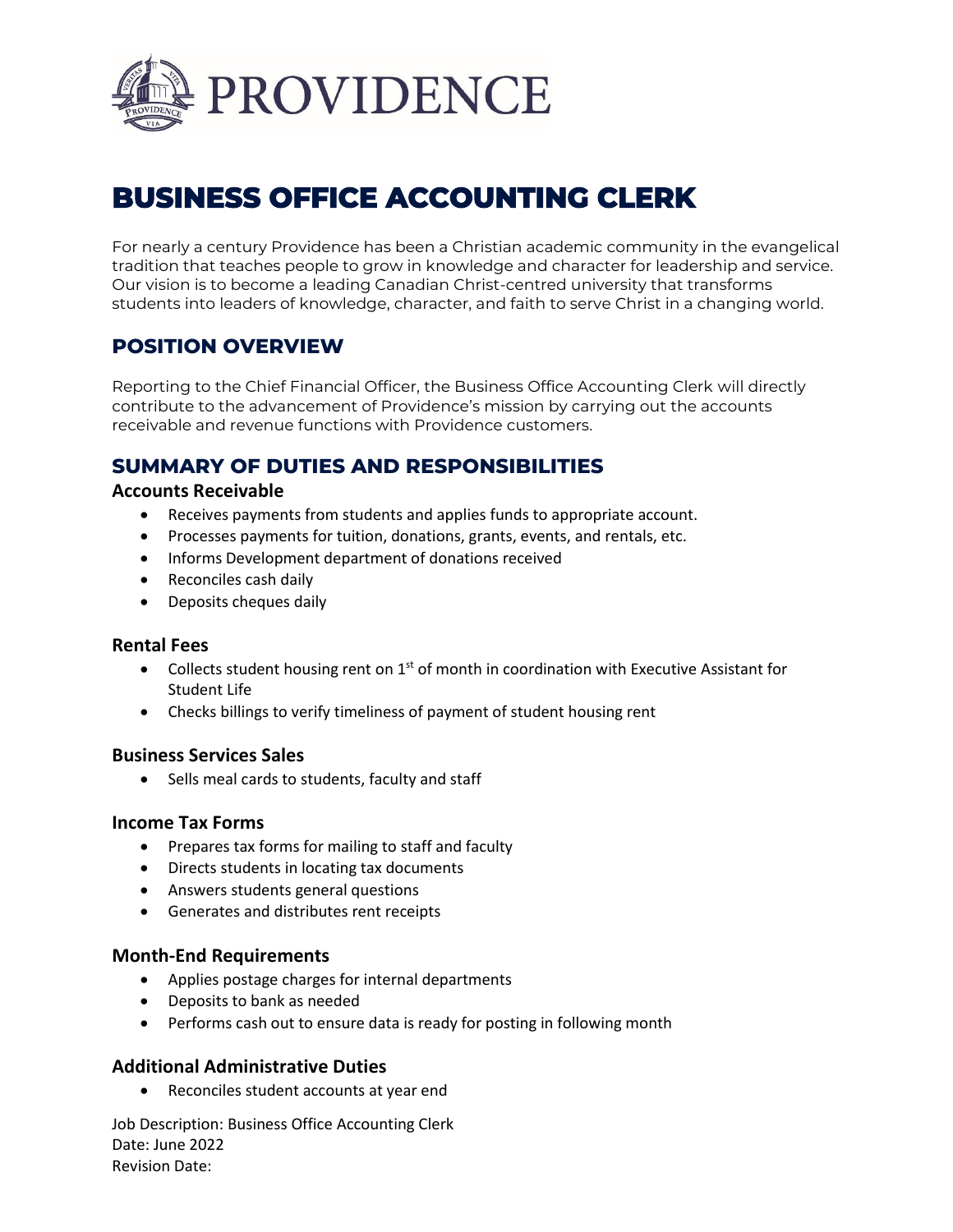PROVIDENCE

# BUSINESS OFFICE ACCOUNTING CLERK

For nearly a century Providence has been a Christian academic community in the evangelical tradition that teaches people to grow in knowledge and character for leadership and service. Our vision is to become a leading Canadian Christ-centred university that transforms students into leaders of knowledge, character, and faith to serve Christ in a changing world.

## POSITION OVERVIEW

Reporting to the Chief Financial Officer, the Business Office Accounting Clerk will directly contribute to the advancement of Providence's mission by carrying out the accounts receivable and revenue functions with Providence customers.

## SUMMARY OF DUTIES AND RESPONSIBILITIES

### Accounts Receivable

- Receives payments from students and applies funds to appropriate account.
- Processes payments for tuition, donations, grants, events, and rentals, etc.
- Informs Development department of donations received
- Reconciles cash daily
- Deposits cheques daily

### Rental Fees

- Collects student housing rent on 1st of month in coordination with Executive Assistant for Student Life
- Checks billings to verify timeliness of payment of student housing rent

### Business Services Sales

- Sells meal cards to students, faculty and staff

### Income Tax Forms

- Prepares tax forms for mailing to staff and faculty
- Directs students in locating tax documents
- Answers students general questions
- Generates and distributes rent receipts

### Month-End Requirements

- Applies postage charges for internal departments
- Deposits to bank as needed
- Performs cash out to ensure data is ready for posting in following month

### Additional Administrative Duties

- Reconciles student accounts at year end

Job Description: Business Office Accounting Clerk
Date: June 2022
Revision Date: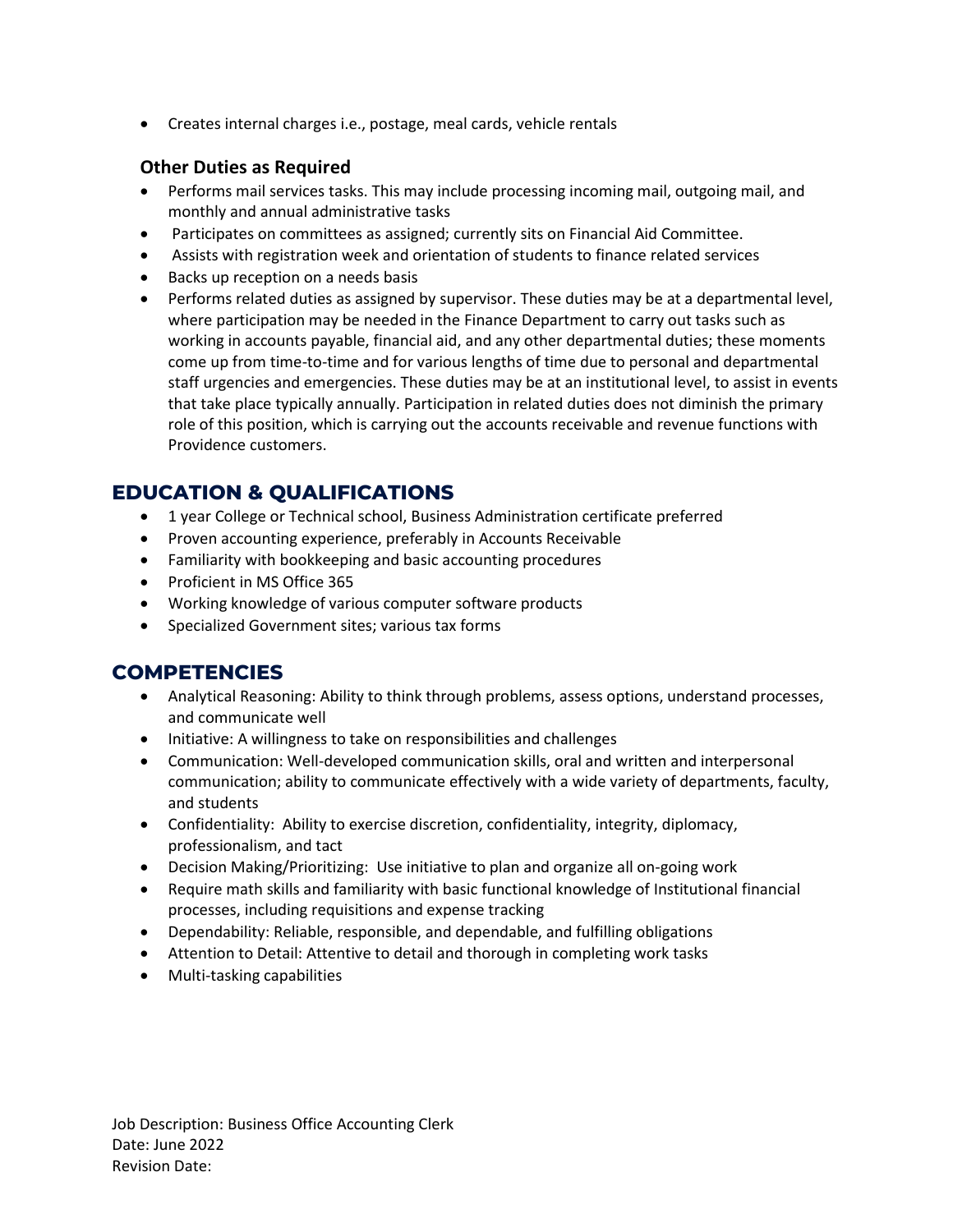- Creates internal charges i.e., postage, meal cards, vehicle rentals

### Other Duties as Required

- Performs mail services tasks. This may include processing incoming mail, outgoing mail, and monthly and annual administrative tasks
- Participates on committees as assigned; currently sits on Financial Aid Committee.
- Assists with registration week and orientation of students to finance related services
- Backs up reception on a needs basis
- Performs related duties as assigned by supervisor. These duties may be at a departmental level, where participation may be needed in the Finance Department to carry out tasks such as working in accounts payable, financial aid, and any other departmental duties; these moments come up from time-to-time and for various lengths of time due to personal and departmental staff urgencies and emergencies. These duties may be at an institutional level, to assist in events that take place typically annually. Participation in related duties does not diminish the primary role of this position, which is carrying out the accounts receivable and revenue functions with Providence customers.

## EDUCATION & QUALIFICATIONS

- 1 year College or Technical school, Business Administration certificate preferred
- Proven accounting experience, preferably in Accounts Receivable
- Familiarity with bookkeeping and basic accounting procedures
- Proficient in MS Office 365
- Working knowledge of various computer software products
- Specialized Government sites; various tax forms

## COMPETENCIES

- Analytical Reasoning: Ability to think through problems, assess options, understand processes, and communicate well
- Initiative: A willingness to take on responsibilities and challenges
- Communication: Well-developed communication skills, oral and written and interpersonal communication; ability to communicate effectively with a wide variety of departments, faculty, and students
- Confidentiality: Ability to exercise discretion, confidentiality, integrity, diplomacy, professionalism, and tact
- Decision Making/Prioritizing: Use initiative to plan and organize all on-going work
- Require math skills and familiarity with basic functional knowledge of Institutional financial processes, including requisitions and expense tracking
- Dependability: Reliable, responsible, and dependable, and fulfilling obligations
- Attention to Detail: Attentive to detail and thorough in completing work tasks
- Multi-tasking capabilities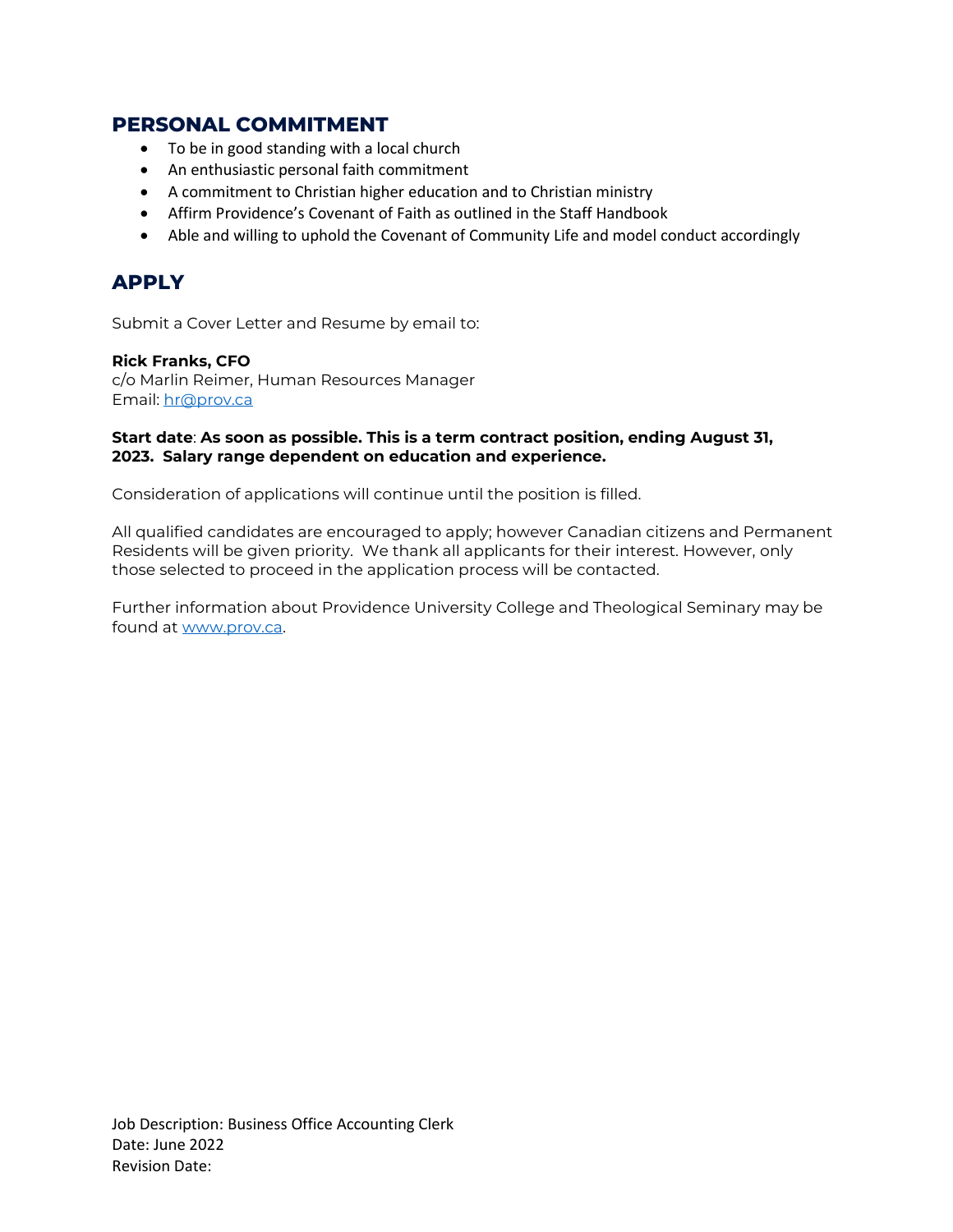## PERSONAL COMMITMENT

- To be in good standing with a local church
- An enthusiastic personal faith commitment
- A commitment to Christian higher education and to Christian ministry
- Affirm Providence's Covenant of Faith as outlined in the Staff Handbook
- Able and willing to uphold the Covenant of Community Life and model conduct accordingly

## APPLY

Submit a Cover Letter and Resume by email to:

**Rick Franks, CFO**
c/o Marlin Reimer, Human Resources Manager
Email: hr@prov.ca

**Start date**: **As soon as possible. This is a term contract position, ending August 31, 2023. Salary range dependent on education and experience.**

Consideration of applications will continue until the position is filled.

All qualified candidates are encouraged to apply; however Canadian citizens and Permanent Residents will be given priority. We thank all applicants for their interest. However, only those selected to proceed in the application process will be contacted.

Further information about Providence University College and Theological Seminary may be found at www.prov.ca.

Job Description: Business Office Accounting Clerk
Date: June 2022
Revision Date: